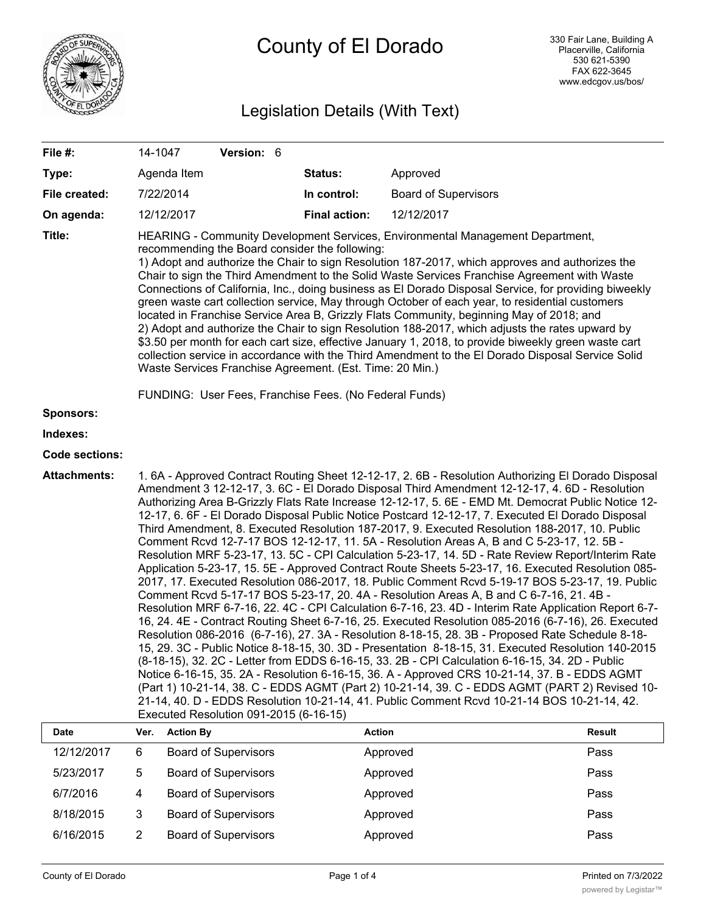# County of El Dorado

330 Fair Lane, Building A
Placerville, California
530 621-5390
FAX 622-3645
www.edcgov.us/bos/

## Legislation Details (With Text)

| | | | |
|---|---|---|---|
| **File #:** | 14-1047 **Version:** 6 | | |
| **Type:** | Agenda Item | **Status:** | Approved |
| **File created:** | 7/22/2014 | **In control:** | Board of Supervisors |
| **On agenda:** | 12/12/2017 | **Final action:** | 12/12/2017 |

**Title:** HEARING - Community Development Services, Environmental Management Department, recommending the Board consider the following:
1) Adopt and authorize the Chair to sign Resolution 187-2017, which approves and authorizes the Chair to sign the Third Amendment to the Solid Waste Services Franchise Agreement with Waste Connections of California, Inc., doing business as El Dorado Disposal Service, for providing biweekly green waste cart collection service, May through October of each year, to residential customers located in Franchise Service Area B, Grizzly Flats Community, beginning May of 2018; and
2) Adopt and authorize the Chair to sign Resolution 188-2017, which adjusts the rates upward by \$3.50 per month for each cart size, effective January 1, 2018, to provide biweekly green waste cart collection service in accordance with the Third Amendment to the El Dorado Disposal Service Solid Waste Services Franchise Agreement. (Est. Time: 20 Min.)

FUNDING: User Fees, Franchise Fees. (No Federal Funds)

**Sponsors:**

**Indexes:**

**Code sections:**

**Attachments:** 1. 6A - Approved Contract Routing Sheet 12-12-17, 2. 6B - Resolution Authorizing El Dorado Disposal Amendment 3 12-12-17, 3. 6C - El Dorado Disposal Third Amendment 12-12-17, 4. 6D - Resolution Authorizing Area B-Grizzly Flats Rate Increase 12-12-17, 5. 6E - EMD Mt. Democrat Public Notice 12-12-17, 6. 6F - El Dorado Disposal Public Notice Postcard 12-12-17, 7. Executed El Dorado Disposal Third Amendment, 8. Executed Resolution 187-2017, 9. Executed Resolution 188-2017, 10. Public Comment Rcvd 12-7-17 BOS 12-12-17, 11. 5A - Resolution Areas A, B and C 5-23-17, 12. 5B - Resolution MRF 5-23-17, 13. 5C - CPI Calculation 5-23-17, 14. 5D - Rate Review Report/Interim Rate Application 5-23-17, 15. 5E - Approved Contract Route Sheets 5-23-17, 16. Executed Resolution 085-2017, 17. Executed Resolution 086-2017, 18. Public Comment Rcvd 5-19-17 BOS 5-23-17, 19. Public Comment Rcvd 5-17-17 BOS 5-23-17, 20. 4A - Resolution Areas A, B and C 6-7-16, 21. 4B - Resolution MRF 6-7-16, 22. 4C - CPI Calculation 6-7-16, 23. 4D - Interim Rate Application Report 6-7-16, 24. 4E - Contract Routing Sheet 6-7-16, 25. Executed Resolution 085-2016 (6-7-16), 26. Executed Resolution 086-2016 (6-7-16), 27. 3A - Resolution 8-18-15, 28. 3B - Proposed Rate Schedule 8-18-15, 29. 3C - Public Notice 8-18-15, 30. 3D - Presentation 8-18-15, 31. Executed Resolution 140-2015 (8-18-15), 32. 2C - Letter from EDDS 6-16-15, 33. 2B - CPI Calculation 6-16-15, 34. 2D - Public Notice 6-16-15, 35. 2A - Resolution 6-16-15, 36. A - Approved CRS 10-21-14, 37. B - EDDS AGMT (Part 1) 10-21-14, 38. C - EDDS AGMT (Part 2) 10-21-14, 39. C - EDDS AGMT (PART 2) Revised 10-21-14, 40. D - EDDS Resolution 10-21-14, 41. Public Comment Rcvd 10-21-14 BOS 10-21-14, 42. Executed Resolution 091-2015 (6-16-15)

| Date | Ver. | Action By | Action | Result |
|---|---|---|---|---|
| 12/12/2017 | 6 | Board of Supervisors | Approved | Pass |
| 5/23/2017 | 5 | Board of Supervisors | Approved | Pass |
| 6/7/2016 | 4 | Board of Supervisors | Approved | Pass |
| 8/18/2015 | 3 | Board of Supervisors | Approved | Pass |
| 6/16/2015 | 2 | Board of Supervisors | Approved | Pass |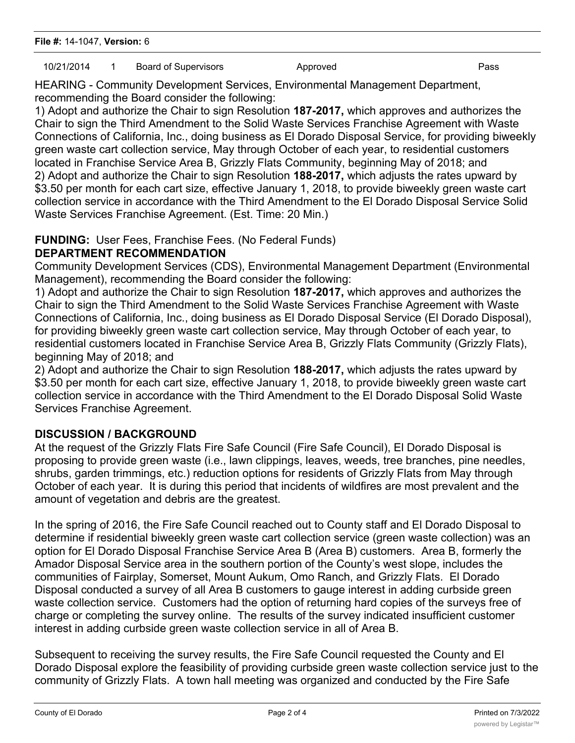10/21/2014 1 Board of Supervisors Approved Pass

HEARING - Community Development Services, Environmental Management Department, recommending the Board consider the following:

1) Adopt and authorize the Chair to sign Resolution **187-2017,** which approves and authorizes the Chair to sign the Third Amendment to the Solid Waste Services Franchise Agreement with Waste Connections of California, Inc., doing business as El Dorado Disposal Service, for providing biweekly green waste cart collection service, May through October of each year, to residential customers located in Franchise Service Area B, Grizzly Flats Community, beginning May of 2018; and

2) Adopt and authorize the Chair to sign Resolution **188-2017,** which adjusts the rates upward by $3.50 per month for each cart size, effective January 1, 2018, to provide biweekly green waste cart collection service in accordance with the Third Amendment to the El Dorado Disposal Service Solid Waste Services Franchise Agreement. (Est. Time: 20 Min.)

**FUNDING:** User Fees, Franchise Fees. (No Federal Funds)

**DEPARTMENT RECOMMENDATION**

Community Development Services (CDS), Environmental Management Department (Environmental Management), recommending the Board consider the following:

1) Adopt and authorize the Chair to sign Resolution **187-2017,** which approves and authorizes the Chair to sign the Third Amendment to the Solid Waste Services Franchise Agreement with Waste Connections of California, Inc., doing business as El Dorado Disposal Service (El Dorado Disposal), for providing biweekly green waste cart collection service, May through October of each year, to residential customers located in Franchise Service Area B, Grizzly Flats Community (Grizzly Flats), beginning May of 2018; and

2) Adopt and authorize the Chair to sign Resolution **188-2017,** which adjusts the rates upward by $3.50 per month for each cart size, effective January 1, 2018, to provide biweekly green waste cart collection service in accordance with the Third Amendment to the El Dorado Disposal Solid Waste Services Franchise Agreement.

**DISCUSSION / BACKGROUND**

At the request of the Grizzly Flats Fire Safe Council (Fire Safe Council), El Dorado Disposal is proposing to provide green waste (i.e., lawn clippings, leaves, weeds, tree branches, pine needles, shrubs, garden trimmings, etc.) reduction options for residents of Grizzly Flats from May through October of each year. It is during this period that incidents of wildfires are most prevalent and the amount of vegetation and debris are the greatest.

In the spring of 2016, the Fire Safe Council reached out to County staff and El Dorado Disposal to determine if residential biweekly green waste cart collection service (green waste collection) was an option for El Dorado Disposal Franchise Service Area B (Area B) customers. Area B, formerly the Amador Disposal Service area in the southern portion of the County's west slope, includes the communities of Fairplay, Somerset, Mount Aukum, Omo Ranch, and Grizzly Flats. El Dorado Disposal conducted a survey of all Area B customers to gauge interest in adding curbside green waste collection service. Customers had the option of returning hard copies of the surveys free of charge or completing the survey online. The results of the survey indicated insufficient customer interest in adding curbside green waste collection service in all of Area B.

Subsequent to receiving the survey results, the Fire Safe Council requested the County and El Dorado Disposal explore the feasibility of providing curbside green waste collection service just to the community of Grizzly Flats. A town hall meeting was organized and conducted by the Fire Safe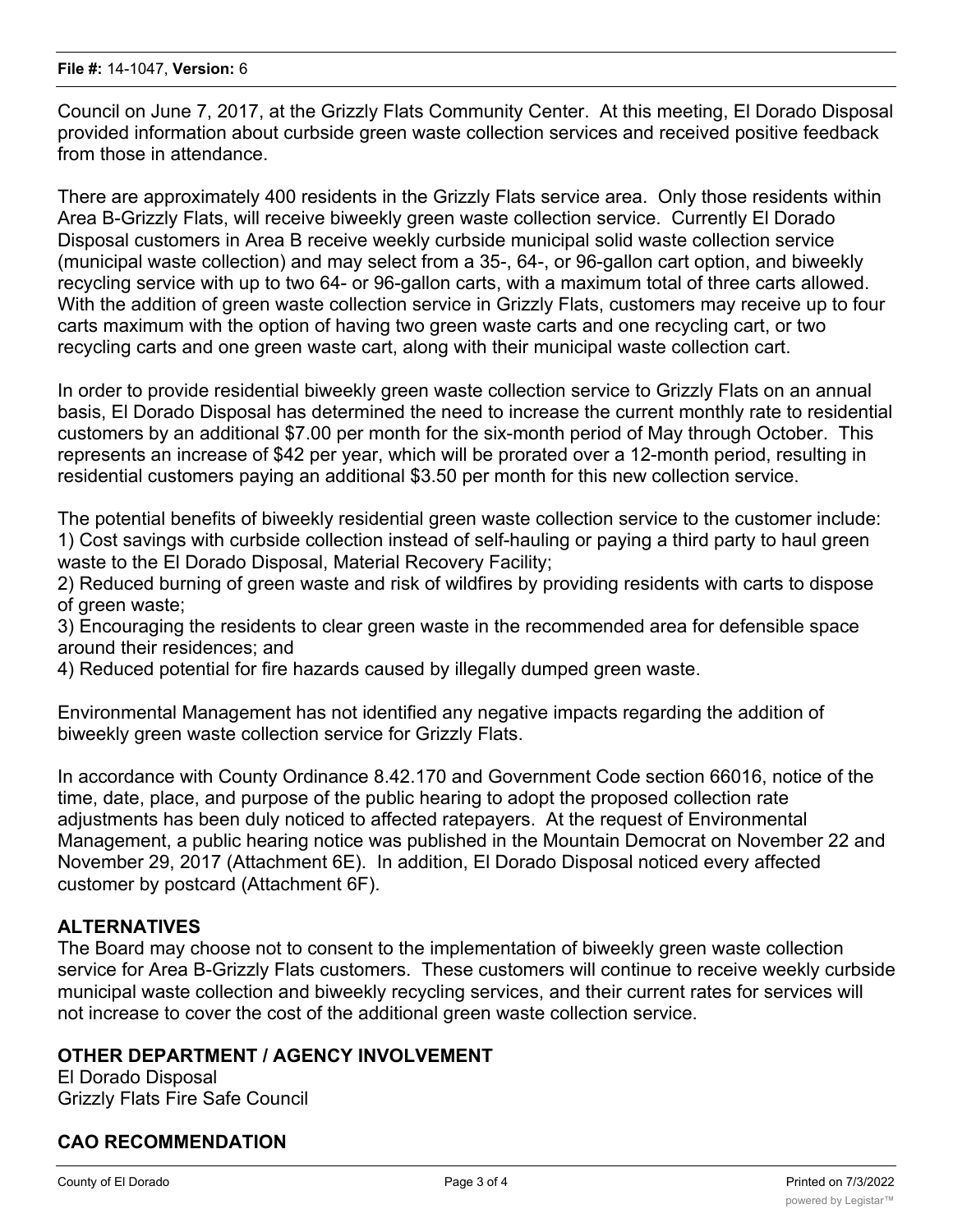Council on June 7, 2017, at the Grizzly Flats Community Center. At this meeting, El Dorado Disposal provided information about curbside green waste collection services and received positive feedback from those in attendance.

There are approximately 400 residents in the Grizzly Flats service area. Only those residents within Area B-Grizzly Flats, will receive biweekly green waste collection service. Currently El Dorado Disposal customers in Area B receive weekly curbside municipal solid waste collection service (municipal waste collection) and may select from a 35-, 64-, or 96-gallon cart option, and biweekly recycling service with up to two 64- or 96-gallon carts, with a maximum total of three carts allowed. With the addition of green waste collection service in Grizzly Flats, customers may receive up to four carts maximum with the option of having two green waste carts and one recycling cart, or two recycling carts and one green waste cart, along with their municipal waste collection cart.

In order to provide residential biweekly green waste collection service to Grizzly Flats on an annual basis, El Dorado Disposal has determined the need to increase the current monthly rate to residential customers by an additional $7.00 per month for the six-month period of May through October. This represents an increase of $42 per year, which will be prorated over a 12-month period, resulting in residential customers paying an additional $3.50 per month for this new collection service.

The potential benefits of biweekly residential green waste collection service to the customer include:
1) Cost savings with curbside collection instead of self-hauling or paying a third party to haul green waste to the El Dorado Disposal, Material Recovery Facility;
2) Reduced burning of green waste and risk of wildfires by providing residents with carts to dispose of green waste;
3) Encouraging the residents to clear green waste in the recommended area for defensible space around their residences; and
4) Reduced potential for fire hazards caused by illegally dumped green waste.

Environmental Management has not identified any negative impacts regarding the addition of biweekly green waste collection service for Grizzly Flats.

In accordance with County Ordinance 8.42.170 and Government Code section 66016, notice of the time, date, place, and purpose of the public hearing to adopt the proposed collection rate adjustments has been duly noticed to affected ratepayers. At the request of Environmental Management, a public hearing notice was published in the Mountain Democrat on November 22 and November 29, 2017 (Attachment 6E). In addition, El Dorado Disposal noticed every affected customer by postcard (Attachment 6F).

## ALTERNATIVES

The Board may choose not to consent to the implementation of biweekly green waste collection service for Area B-Grizzly Flats customers. These customers will continue to receive weekly curbside municipal waste collection and biweekly recycling services, and their current rates for services will not increase to cover the cost of the additional green waste collection service.

## OTHER DEPARTMENT / AGENCY INVOLVEMENT

El Dorado Disposal
Grizzly Flats Fire Safe Council

## CAO RECOMMENDATION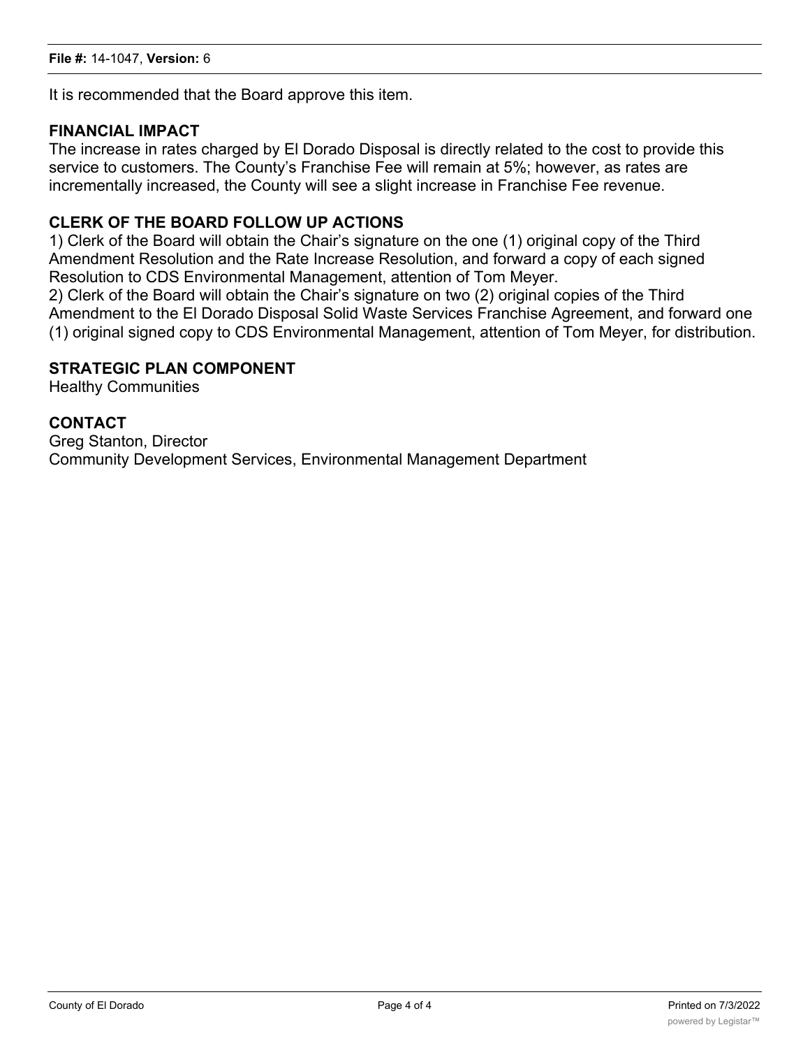It is recommended that the Board approve this item.

## FINANCIAL IMPACT

The increase in rates charged by El Dorado Disposal is directly related to the cost to provide this service to customers. The County's Franchise Fee will remain at 5%; however, as rates are incrementally increased, the County will see a slight increase in Franchise Fee revenue.

## CLERK OF THE BOARD FOLLOW UP ACTIONS

1) Clerk of the Board will obtain the Chair's signature on the one (1) original copy of the Third Amendment Resolution and the Rate Increase Resolution, and forward a copy of each signed Resolution to CDS Environmental Management, attention of Tom Meyer.
2) Clerk of the Board will obtain the Chair's signature on two (2) original copies of the Third Amendment to the El Dorado Disposal Solid Waste Services Franchise Agreement, and forward one (1) original signed copy to CDS Environmental Management, attention of Tom Meyer, for distribution.

## STRATEGIC PLAN COMPONENT

Healthy Communities

## CONTACT

Greg Stanton, Director
Community Development Services, Environmental Management Department